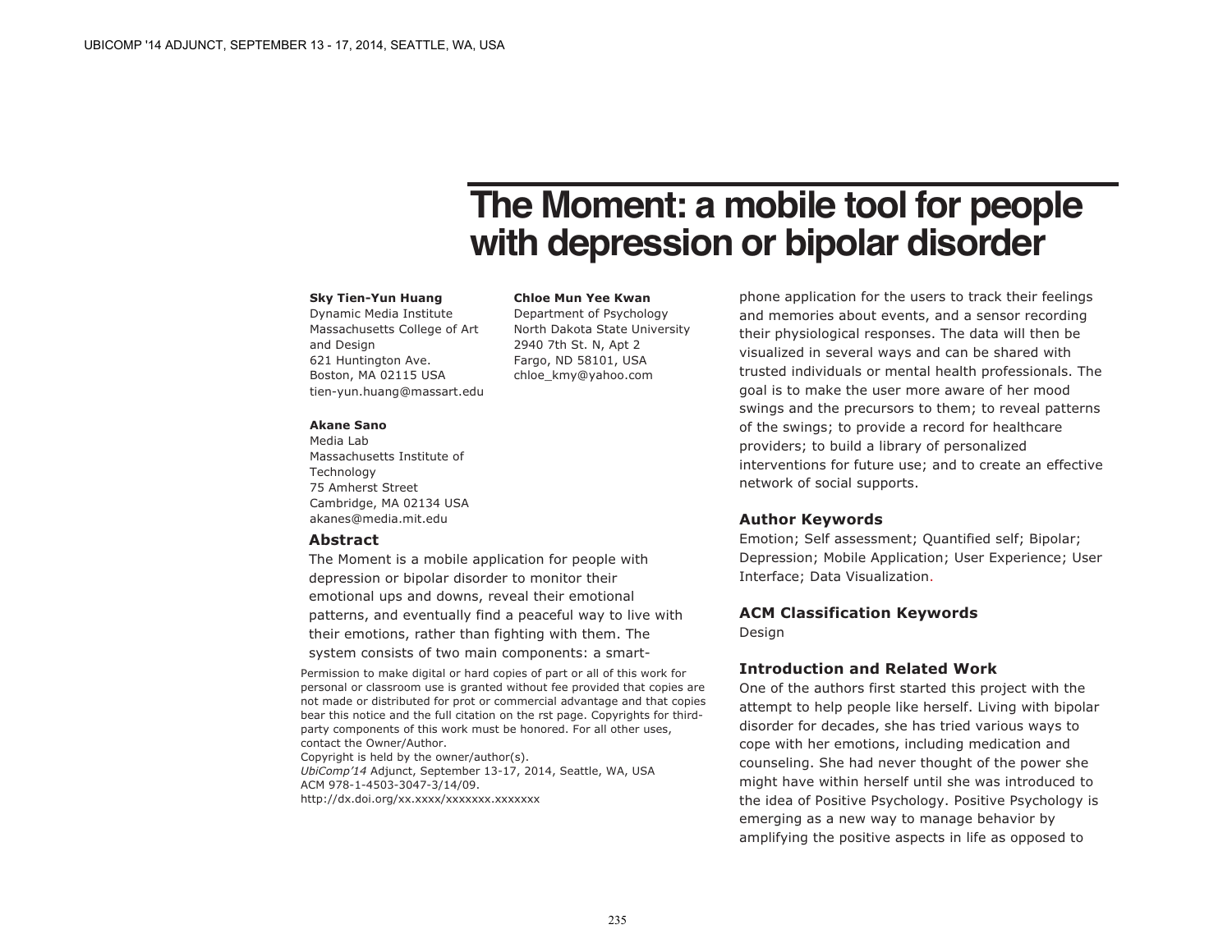# The Moment: a mobile tool for people with depression or bipolar disorder

**Sky Tien-Yun Huang**
Dynamic Media Institute
Massachusetts College of Art and Design
621 Huntington Ave.
Boston, MA 02115 USA
tien-yun.huang@massart.edu

**Chloe Mun Yee Kwan**
Department of Psychology
North Dakota State University
2940 7th St. N, Apt 2
Fargo, ND 58101, USA
chloe_kmy@yahoo.com

**Akane Sano**
Media Lab
Massachusetts Institute of Technology
75 Amherst Street
Cambridge, MA 02134 USA
akanes@media.mit.edu

## Abstract

The Moment is a mobile application for people with depression or bipolar disorder to monitor their emotional ups and downs, reveal their emotional patterns, and eventually find a peaceful way to live with their emotions, rather than fighting with them. The system consists of two main components: a smart-phone application for the users to track their feelings and memories about events, and a sensor recording their physiological responses. The data will then be visualized in several ways and can be shared with trusted individuals or mental health professionals. The goal is to make the user more aware of her mood swings and the precursors to them; to reveal patterns of the swings; to provide a record for healthcare providers; to build a library of personalized interventions for future use; and to create an effective network of social supports.

Permission to make digital or hard copies of part or all of this work for personal or classroom use is granted without fee provided that copies are not made or distributed for prot or commercial advantage and that copies bear this notice and the full citation on the rst page. Copyrights for third-party components of this work must be honored. For all other uses, contact the Owner/Author.
Copyright is held by the owner/author(s).
*UbiComp'14* Adjunct, September 13-17, 2014, Seattle, WA, USA
ACM 978-1-4503-3047-3/14/09.
http://dx.doi.org/xx.xxxx/xxxxxxx.xxxxxxx

## Author Keywords

Emotion; Self assessment; Quantified self; Bipolar; Depression; Mobile Application; User Experience; User Interface; Data Visualization.

## ACM Classification Keywords

Design

## Introduction and Related Work

One of the authors first started this project with the attempt to help people like herself. Living with bipolar disorder for decades, she has tried various ways to cope with her emotions, including medication and counseling. She had never thought of the power she might have within herself until she was introduced to the idea of Positive Psychology. Positive Psychology is emerging as a new way to manage behavior by amplifying the positive aspects in life as opposed to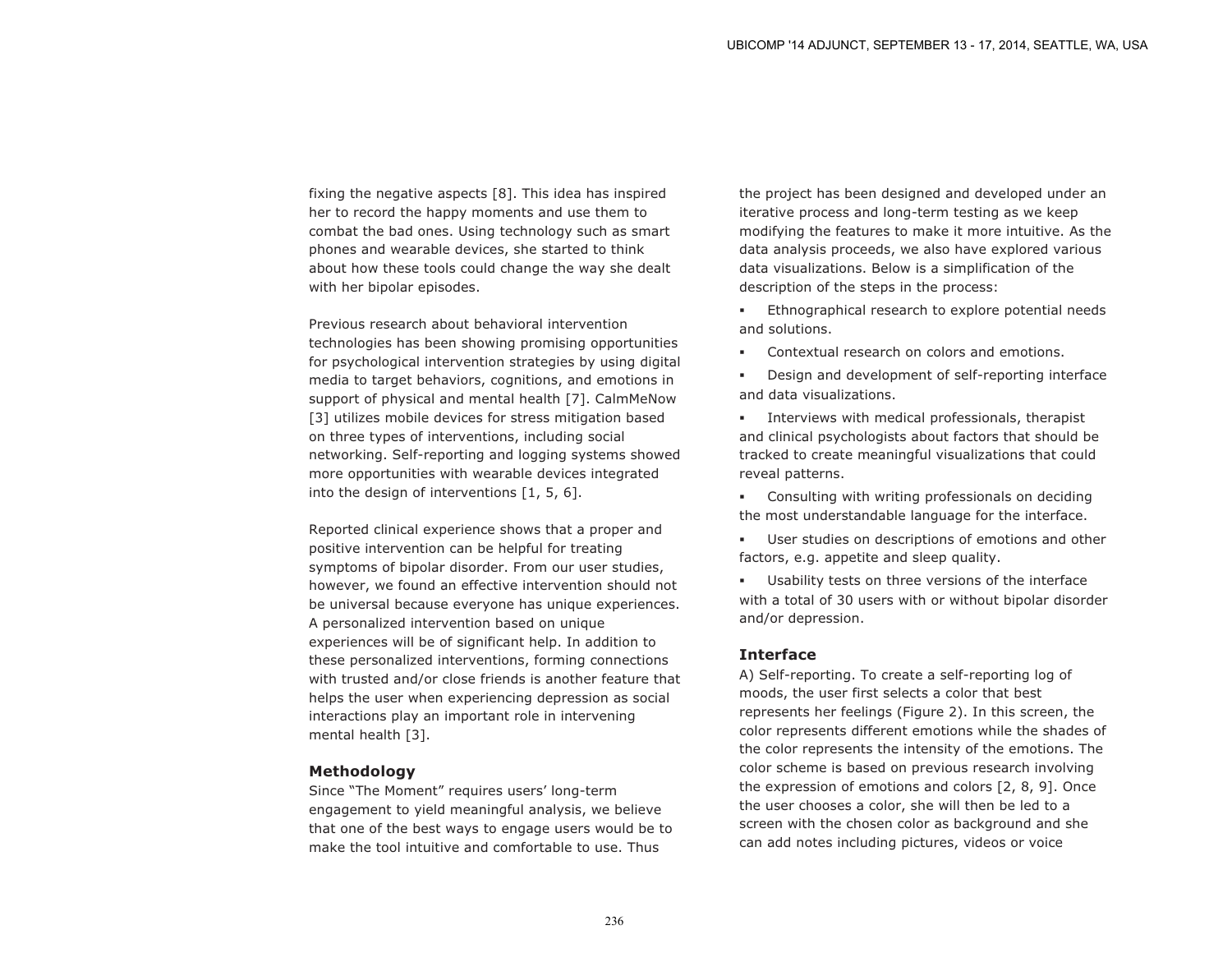fixing the negative aspects [8]. This idea has inspired her to record the happy moments and use them to combat the bad ones. Using technology such as smart phones and wearable devices, she started to think about how these tools could change the way she dealt with her bipolar episodes.

Previous research about behavioral intervention technologies has been showing promising opportunities for psychological intervention strategies by using digital media to target behaviors, cognitions, and emotions in support of physical and mental health [7]. CalmMeNow [3] utilizes mobile devices for stress mitigation based on three types of interventions, including social networking. Self-reporting and logging systems showed more opportunities with wearable devices integrated into the design of interventions [1, 5, 6].

Reported clinical experience shows that a proper and positive intervention can be helpful for treating symptoms of bipolar disorder. From our user studies, however, we found an effective intervention should not be universal because everyone has unique experiences. A personalized intervention based on unique experiences will be of significant help. In addition to these personalized interventions, forming connections with trusted and/or close friends is another feature that helps the user when experiencing depression as social interactions play an important role in intervening mental health [3].

### Methodology

Since "The Moment" requires users' long-term engagement to yield meaningful analysis, we believe that one of the best ways to engage users would be to make the tool intuitive and comfortable to use. Thus the project has been designed and developed under an iterative process and long-term testing as we keep modifying the features to make it more intuitive. As the data analysis proceeds, we also have explored various data visualizations. Below is a simplification of the description of the steps in the process:

- Ethnographical research to explore potential needs and solutions.
- Contextual research on colors and emotions.
- Design and development of self-reporting interface and data visualizations.
- Interviews with medical professionals, therapist and clinical psychologists about factors that should be tracked to create meaningful visualizations that could reveal patterns.
- Consulting with writing professionals on deciding the most understandable language for the interface.
- User studies on descriptions of emotions and other factors, e.g. appetite and sleep quality.
- Usability tests on three versions of the interface with a total of 30 users with or without bipolar disorder and/or depression.

### Interface

A) Self-reporting. To create a self-reporting log of moods, the user first selects a color that best represents her feelings (Figure 2). In this screen, the color represents different emotions while the shades of the color represents the intensity of the emotions. The color scheme is based on previous research involving the expression of emotions and colors [2, 8, 9]. Once the user chooses a color, she will then be led to a screen with the chosen color as background and she can add notes including pictures, videos or voice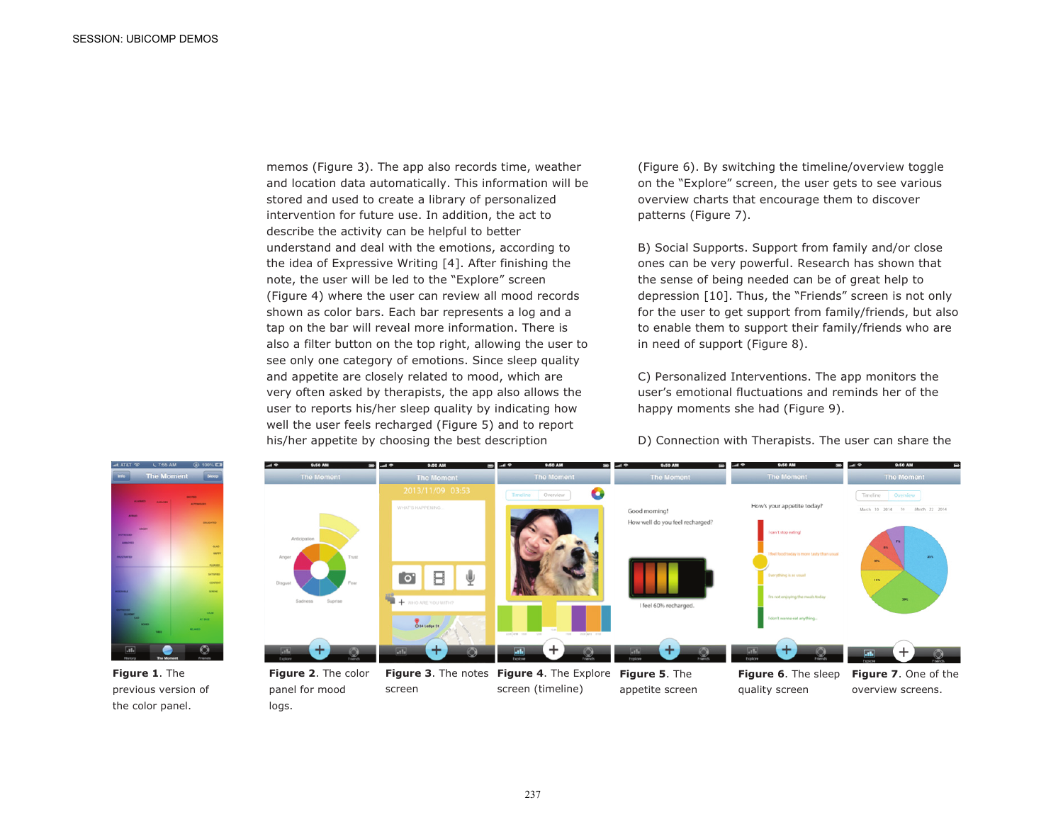memos (Figure 3). The app also records time, weather and location data automatically. This information will be stored and used to create a library of personalized intervention for future use. In addition, the act to describe the activity can be helpful to better understand and deal with the emotions, according to the idea of Expressive Writing [4]. After finishing the note, the user will be led to the "Explore" screen (Figure 4) where the user can review all mood records shown as color bars. Each bar represents a log and a tap on the bar will reveal more information. There is also a filter button on the top right, allowing the user to see only one category of emotions. Since sleep quality and appetite are closely related to mood, which are very often asked by therapists, the app also allows the user to reports his/her sleep quality by indicating how well the user feels recharged (Figure 5) and to report his/her appetite by choosing the best description (Figure 6). By switching the timeline/overview toggle on the "Explore" screen, the user gets to see various overview charts that encourage them to discover patterns (Figure 7).

B) Social Supports. Support from family and/or close ones can be very powerful. Research has shown that the sense of being needed can be of great help to depression [10]. Thus, the "Friends" screen is not only for the user to get support from family/friends, but also to enable them to support their family/friends who are in need of support (Figure 8).

C) Personalized Interventions. The app monitors the user's emotional fluctuations and reminds her of the happy moments she had (Figure 9).

D) Connection with Therapists. The user can share the

**Figure 1**. The previous version of the color panel.

**Figure 2**. The color panel for mood logs.

**Figure 3**. The notes screen

**Figure 4**. The Explore screen (timeline)

**Figure 5**. The appetite screen

**Figure 6**. The sleep quality screen

**Figure 7**. One of the overview screens.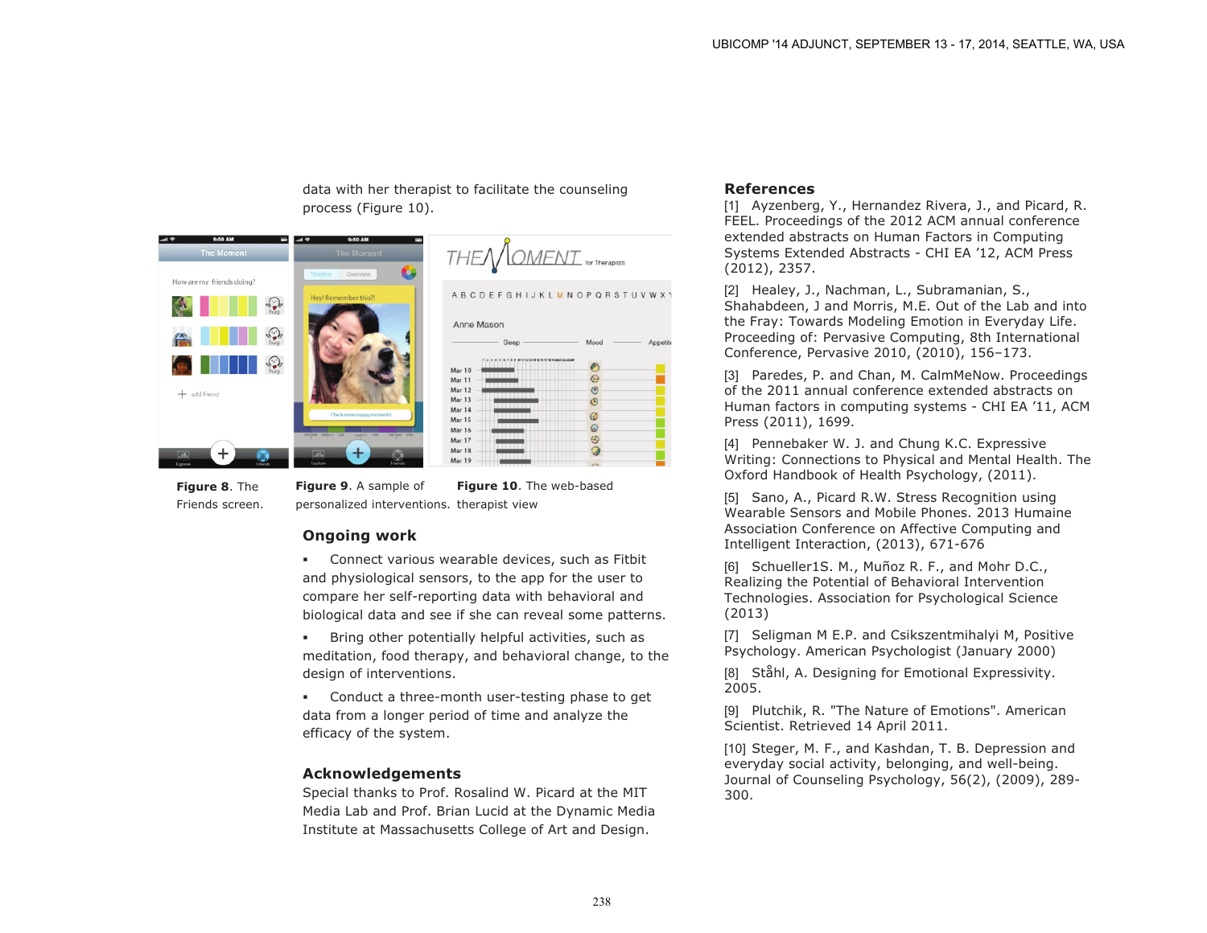data with her therapist to facilitate the counseling process (Figure 10).

**Figure 8**. The Friends screen.

**Figure 9**. A sample of personalized interventions.

**Figure 10**. The web-based therapist view

## Ongoing work

- Connect various wearable devices, such as Fitbit and physiological sensors, to the app for the user to compare her self-reporting data with behavioral and biological data and see if she can reveal some patterns.
- Bring other potentially helpful activities, such as meditation, food therapy, and behavioral change, to the design of interventions.
- Conduct a three-month user-testing phase to get data from a longer period of time and analyze the efficacy of the system.

## Acknowledgements

Special thanks to Prof. Rosalind W. Picard at the MIT Media Lab and Prof. Brian Lucid at the Dynamic Media Institute at Massachusetts College of Art and Design.

## References

[1] Ayzenberg, Y., Hernandez Rivera, J., and Picard, R. FEEL. Proceedings of the 2012 ACM annual conference extended abstracts on Human Factors in Computing Systems Extended Abstracts - CHI EA '12, ACM Press (2012), 2357.

[2] Healey, J., Nachman, L., Subramanian, S., Shahabdeen, J and Morris, M.E. Out of the Lab and into the Fray: Towards Modeling Emotion in Everyday Life. Proceeding of: Pervasive Computing, 8th International Conference, Pervasive 2010, (2010), 156–173.

[3] Paredes, P. and Chan, M. CalmMeNow. Proceedings of the 2011 annual conference extended abstracts on Human factors in computing systems - CHI EA '11, ACM Press (2011), 1699.

[4] Pennebaker W. J. and Chung K.C. Expressive Writing: Connections to Physical and Mental Health. The Oxford Handbook of Health Psychology, (2011).

[5] Sano, A., Picard R.W. Stress Recognition using Wearable Sensors and Mobile Phones. 2013 Humaine Association Conference on Affective Computing and Intelligent Interaction, (2013), 671-676

[6] Schueller1S. M., Muñoz R. F., and Mohr D.C., Realizing the Potential of Behavioral Intervention Technologies. Association for Psychological Science (2013)

[7] Seligman M E.P. and Csikszentmihalyi M, Positive Psychology. American Psychologist (January 2000)

[8] Ståhl, A. Designing for Emotional Expressivity. 2005.

[9] Plutchik, R. "The Nature of Emotions". American Scientist. Retrieved 14 April 2011.

[10] Steger, M. F., and Kashdan, T. B. Depression and everyday social activity, belonging, and well-being. Journal of Counseling Psychology, 56(2), (2009), 289-300.